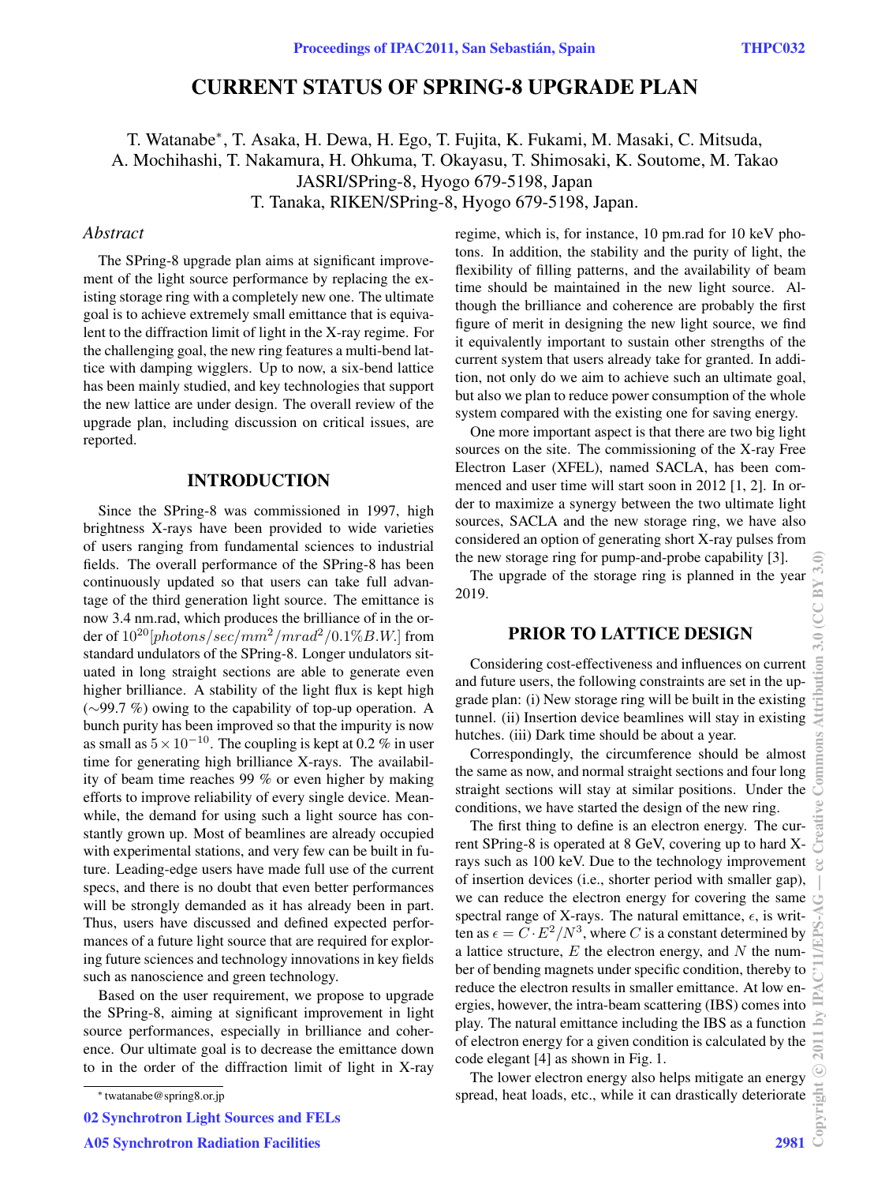# CURRENT STATUS OF SPRING-8 UPGRADE PLAN

T. Watanabe*, T. Asaka, H. Dewa, H. Ego, T. Fujita, K. Fukami, M. Masaki, C. Mitsuda, A. Mochihashi, T. Nakamura, H. Ohkuma, T. Okayasu, T. Shimosaki, K. Soutome, M. Takao
JASRI/SPring-8, Hyogo 679-5198, Japan
T. Tanaka, RIKEN/SPring-8, Hyogo 679-5198, Japan.

*Abstract*

The SPring-8 upgrade plan aims at significant improvement of the light source performance by replacing the existing storage ring with a completely new one. The ultimate goal is to achieve extremely small emittance that is equivalent to the diffraction limit of light in the X-ray regime. For the challenging goal, the new ring features a multi-bend lattice with damping wigglers. Up to now, a six-bend lattice has been mainly studied, and key technologies that support the new lattice are under design. The overall review of the upgrade plan, including discussion on critical issues, are reported.

## INTRODUCTION

Since the SPring-8 was commissioned in 1997, high brightness X-rays have been provided to wide varieties of users ranging from fundamental sciences to industrial fields. The overall performance of the SPring-8 has been continuously updated so that users can take full advantage of the third generation light source. The emittance is now 3.4 nm.rad, which produces the brilliance of in the order of $10^{20}[photons/sec/mm^2/mrad^2/0.1\%B.W.]$ from standard undulators of the SPring-8. Longer undulators situated in long straight sections are able to generate even higher brilliance. A stability of the light flux is kept high (∼99.7 %) owing to the capability of top-up operation. A bunch purity has been improved so that the impurity is now as small as $5 \times 10^{-10}$. The coupling is kept at 0.2 % in user time for generating high brilliance X-rays. The availability of beam time reaches 99 % or even higher by making efforts to improve reliability of every single device. Meanwhile, the demand for using such a light source has constantly grown up. Most of beamlines are already occupied with experimental stations, and very few can be built in future. Leading-edge users have made full use of the current specs, and there is no doubt that even better performances will be strongly demanded as it has already been in part. Thus, users have discussed and defined expected performances of a future light source that are required for exploring future sciences and technology innovations in key fields such as nanoscience and green technology.

Based on the user requirement, we propose to upgrade the SPring-8, aiming at significant improvement in light source performances, especially in brilliance and coherence. Our ultimate goal is to decrease the emittance down to in the order of the diffraction limit of light in X-ray regime, which is, for instance, 10 pm.rad for 10 keV photons. In addition, the stability and the purity of light, the flexibility of filling patterns, and the availability of beam time should be maintained in the new light source. Although the brilliance and coherence are probably the first figure of merit in designing the new light source, we find it equivalently important to sustain other strengths of the current system that users already take for granted. In addition, not only do we aim to achieve such an ultimate goal, but also we plan to reduce power consumption of the whole system compared with the existing one for saving energy.

One more important aspect is that there are two big light sources on the site. The commissioning of the X-ray Free Electron Laser (XFEL), named SACLA, has been commenced and user time will start soon in 2012 [1, 2]. In order to maximize a synergy between the two ultimate light sources, SACLA and the new storage ring, we have also considered an option of generating short X-ray pulses from the new storage ring for pump-and-probe capability [3].

The upgrade of the storage ring is planned in the year 2019.

## PRIOR TO LATTICE DESIGN

Considering cost-effectiveness and influences on current and future users, the following constraints are set in the upgrade plan: (i) New storage ring will be built in the existing tunnel. (ii) Insertion device beamlines will stay in existing hutches. (iii) Dark time should be about a year.

Correspondingly, the circumference should be almost the same as now, and normal straight sections and four long straight sections will stay at similar positions. Under the conditions, we have started the design of the new ring.

The first thing to define is an electron energy. The current SPring-8 is operated at 8 GeV, covering up to hard X-rays such as 100 keV. Due to the technology improvement of insertion devices (i.e., shorter period with smaller gap), we can reduce the electron energy for covering the same spectral range of X-rays. The natural emittance, $\epsilon$, is written as $\epsilon = C \cdot E^2/N^3$, where $C$ is a constant determined by a lattice structure, $E$ the electron energy, and $N$ the number of bending magnets under specific condition, thereby to reduce the electron results in smaller emittance. At low energies, however, the intra-beam scattering (IBS) comes into play. The natural emittance including the IBS as a function of electron energy for a given condition is calculated by the code elegant [4] as shown in Fig. 1.

The lower electron energy also helps mitigate an energy spread, heat loads, etc., while it can drastically deteriorate

* twatanabe@spring8.or.jp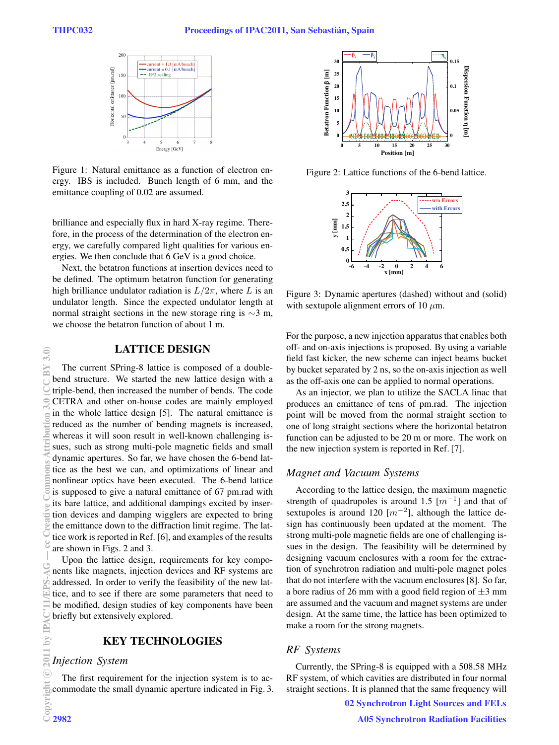Figure 1: Natural emittance as a function of electron energy. IBS is included. Bunch length of 6 mm, and the emittance coupling of 0.02 are assumed.

brilliance and especially flux in hard X-ray regime. Therefore, in the process of the determination of the electron energy, we carefully compared light qualities for various energies. We then conclude that 6 GeV is a good choice.

Next, the betatron functions at insertion devices need to be defined. The optimum betatron function for generating high brilliance undulator radiation is $L/2\pi$, where $L$ is an undulator length. Since the expected undulator length at normal straight sections in the new storage ring is $\sim$3 m, we choose the betatron function of about 1 m.

## LATTICE DESIGN

The current SPring-8 lattice is composed of a double-bend structure. We started the new lattice design with a triple-bend, then increased the number of bends. The code CETRA and other on-house codes are mainly employed in the whole lattice design [5]. The natural emittance is reduced as the number of bending magnets is increased, whereas it will soon result in well-known challenging issues, such as strong multi-pole magnetic fields and small dynamic apertures. So far, we have chosen the 6-bend lattice as the best we can, and optimizations of linear and nonlinear optics have been executed. The 6-bend lattice is supposed to give a natural emittance of 67 pm.rad with its bare lattice, and additional dampings excited by insertion devices and damping wigglers are expected to bring the emittance down to the diffraction limit regime. The lattice work is reported in Ref. [6], and examples of the results are shown in Figs. 2 and 3.

Upon the lattice design, requirements for key components like magnets, injection devices and RF systems are addressed. In order to verify the feasibility of the new lattice, and to see if there are some parameters that need to be modified, design studies of key components have been briefly but extensively explored.

## KEY TECHNOLOGIES

### *Injection System*

The first requirement for the injection system is to accommodate the small dynamic aperture indicated in Fig. 3.

Figure 2: Lattice functions of the 6-bend lattice.

Figure 3: Dynamic apertures (dashed) without and (solid) with sextupole alignment errors of 10 $\mu$m.

For the purpose, a new injection apparatus that enables both off- and on-axis injections is proposed. By using a variable field fast kicker, the new scheme can inject beams bucket by bucket separated by 2 ns, so the on-axis injection as well as the off-axis one can be applied to normal operations.

As an injector, we plan to utilize the SACLA linac that produces an emittance of tens of pm.rad. The injection point will be moved from the normal straight section to one of long straight sections where the horizontal betatron function can be adjusted to be 20 m or more. The work on the new injection system is reported in Ref. [7].

### *Magnet and Vacuum Systems*

According to the lattice design, the maximum magnetic strength of quadrupoles is around 1.5 [$m^{-1}$] and that of sextupoles is around 120 [$m^{-2}$], although the lattice design has continuously been updated at the moment. The strong multi-pole magnetic fields are one of challenging issues in the design. The feasibility will be determined by designing vacuum enclosures with a room for the extraction of synchrotron radiation and multi-pole magnet poles that do not interfere with the vacuum enclosures [8]. So far, a bore radius of 26 mm with a good field region of $\pm$3 mm are assumed and the vacuum and magnet systems are under design. At the same time, the lattice has been optimized to make a room for the strong magnets.

### *RF Systems*

Currently, the SPring-8 is equipped with a 508.58 MHz RF system, of which cavities are distributed in four normal straight sections. It is planned that the same frequency will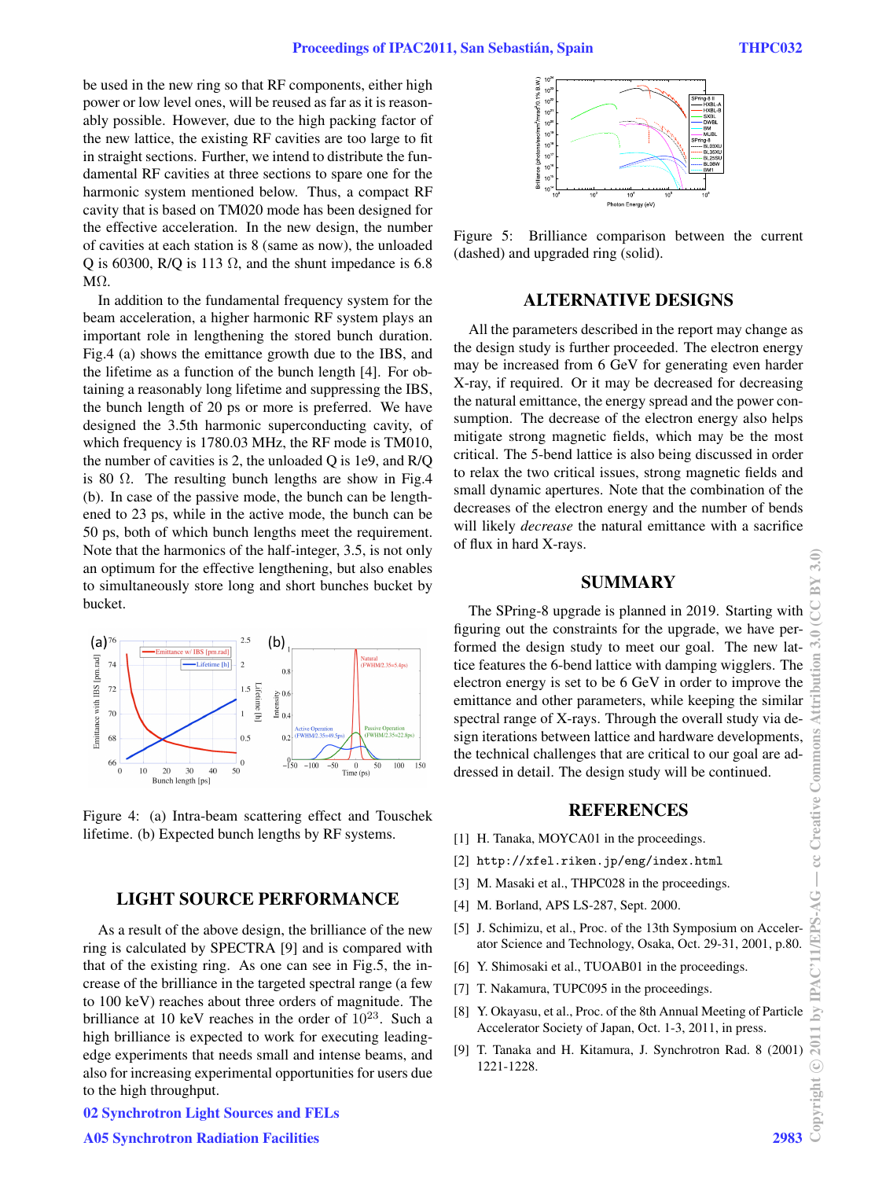be used in the new ring so that RF components, either high power or low level ones, will be reused as far as it is reasonably possible. However, due to the high packing factor of the new lattice, the existing RF cavities are too large to fit in straight sections. Further, we intend to distribute the fundamental RF cavities at three sections to spare one for the harmonic system mentioned below. Thus, a compact RF cavity that is based on TM020 mode has been designed for the effective acceleration. In the new design, the number of cavities at each station is 8 (same as now), the unloaded Q is 60300, R/Q is 113 Ω, and the shunt impedance is 6.8 MΩ.

In addition to the fundamental frequency system for the beam acceleration, a higher harmonic RF system plays an important role in lengthening the stored bunch duration. Fig.4 (a) shows the emittance growth due to the IBS, and the lifetime as a function of the bunch length [4]. For obtaining a reasonably long lifetime and suppressing the IBS, the bunch length of 20 ps or more is preferred. We have designed the 3.5th harmonic superconducting cavity, of which frequency is 1780.03 MHz, the RF mode is TM010, the number of cavities is 2, the unloaded Q is 1e9, and R/Q is 80 Ω. The resulting bunch lengths are show in Fig.4 (b). In case of the passive mode, the bunch can be lengthened to 23 ps, while in the active mode, the bunch can be 50 ps, both of which bunch lengths meet the requirement. Note that the harmonics of the half-integer, 3.5, is not only an optimum for the effective lengthening, but also enables to simultaneously store long and short bunches bucket by bucket.

(a)
Emittance w/ IBS [pm.rad]
Lifetime [h]
Emittance with IBS [pm.rad]
Bunch length [ps]
(b)
Natural (FWHM/2.35=5.4ps)
Active Operation (FWHM/2.35=49.5ps)
Passive Operation (FWHM/2.35=22.8ps)
Intensity
Time (ps)

Figure 4: (a) Intra-beam scattering effect and Touschek lifetime. (b) Expected bunch lengths by RF systems.

## LIGHT SOURCE PERFORMANCE

As a result of the above design, the brilliance of the new ring is calculated by SPECTRA [9] and is compared with that of the existing ring. As one can see in Fig.5, the increase of the brilliance in the targeted spectral range (a few to 100 keV) reaches about three orders of magnitude. The brilliance at 10 keV reaches in the order of $10^{23}$. Such a high brilliance is expected to work for executing leading-edge experiments that needs small and intense beams, and also for increasing experimental opportunities for users due to the high throughput.

Brilliance (photons/sec/mm²/mrad²/0.1% B.W.)
Photon Energy (eV)
SPring-8 II: HXBL-A, HXBL-B, SXBL, DWBL, BM, MUBL
SPring-8: BL03XU, BL35XU, BL25SU, BL08W, BM1

Figure 5: Brilliance comparison between the current (dashed) and upgraded ring (solid).

## ALTERNATIVE DESIGNS

All the parameters described in the report may change as the design study is further proceeded. The electron energy may be increased from 6 GeV for generating even harder X-ray, if required. Or it may be decreased for decreasing the natural emittance, the energy spread and the power consumption. The decrease of the electron energy also helps mitigate strong magnetic fields, which may be the most critical. The 5-bend lattice is also being discussed in order to relax the two critical issues, strong magnetic fields and small dynamic apertures. Note that the combination of the decreases of the electron energy and the number of bends will likely *decrease* the natural emittance with a sacrifice of flux in hard X-rays.

## SUMMARY

The SPring-8 upgrade is planned in 2019. Starting with figuring out the constraints for the upgrade, we have performed the design study to meet our goal. The new lattice features the 6-bend lattice with damping wigglers. The electron energy is set to be 6 GeV in order to improve the emittance and other parameters, while keeping the similar spectral range of X-rays. Through the overall study via design iterations between lattice and hardware developments, the technical challenges that are critical to our goal are addressed in detail. The design study will be continued.

## REFERENCES

[1] H. Tanaka, MOYCA01 in the proceedings.

[2] http://xfel.riken.jp/eng/index.html

[3] M. Masaki et al., THPC028 in the proceedings.

[4] M. Borland, APS LS-287, Sept. 2000.

[5] J. Schimizu, et al., Proc. of the 13th Symposium on Accelerator Science and Technology, Osaka, Oct. 29-31, 2001, p.80.

[6] Y. Shimosaki et al., TUOAB01 in the proceedings.

[7] T. Nakamura, TUPC095 in the proceedings.

[8] Y. Okayasu, et al., Proc. of the 8th Annual Meeting of Particle Accelerator Society of Japan, Oct. 1-3, 2011, in press.

[9] T. Tanaka and H. Kitamura, J. Synchrotron Rad. 8 (2001) 1221-1228.